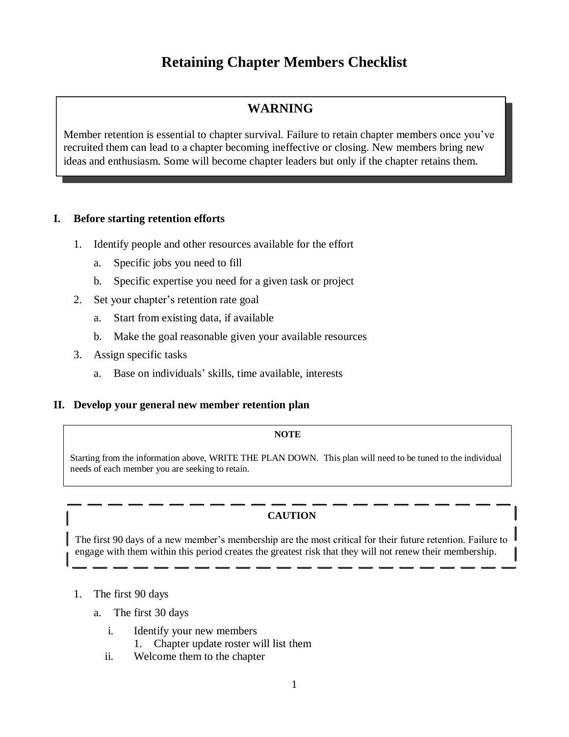# Retaining Chapter Members Checklist

> **WARNING**
>
> Member retention is essential to chapter survival. Failure to retain chapter members once you've recruited them can lead to a chapter becoming ineffective or closing. New members bring new ideas and enthusiasm. Some will become chapter leaders but only if the chapter retains them.

## I. Before starting retention efforts

1. Identify people and other resources available for the effort
   a. Specific jobs you need to fill
   b. Specific expertise you need for a given task or project
2. Set your chapter's retention rate goal
   a. Start from existing data, if available
   b. Make the goal reasonable given your available resources
3. Assign specific tasks
   a. Base on individuals' skills, time available, interests

## II. Develop your general new member retention plan

> **NOTE**
>
> Starting from the information above, WRITE THE PLAN DOWN. This plan will need to be tuned to the individual needs of each member you are seeking to retain.

> **CAUTION**
>
> The first 90 days of a new member's membership are the most critical for their future retention. Failure to engage with them within this period creates the greatest risk that they will not renew their membership.

1. The first 90 days
   a. The first 30 days
      i. Identify your new members
         1. Chapter update roster will list them
      ii. Welcome them to the chapter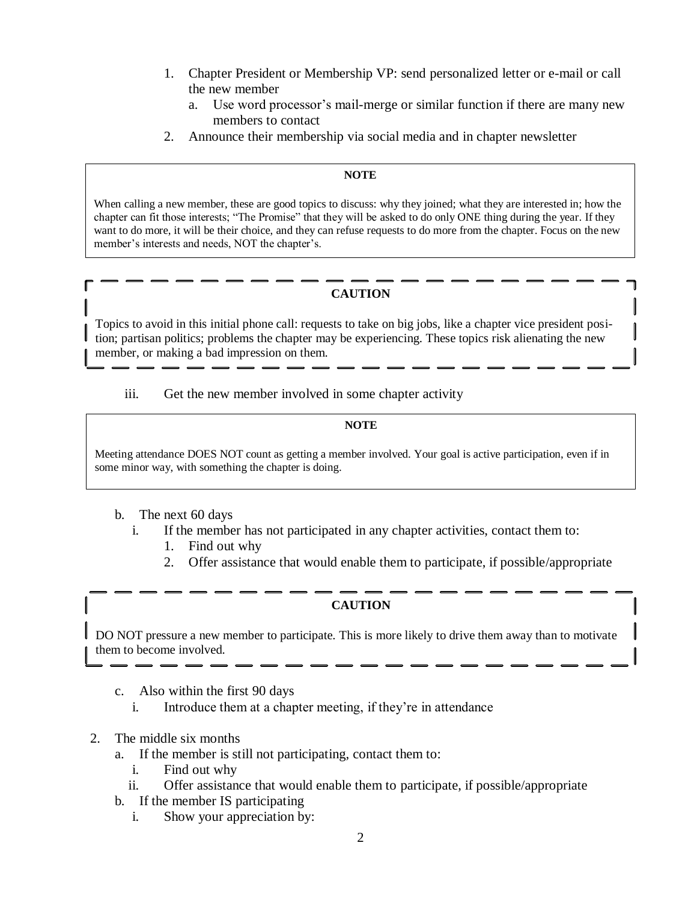1. Chapter President or Membership VP: send personalized letter or e-mail or call the new member
    a. Use word processor's mail-merge or similar function if there are many new members to contact
2. Announce their membership via social media and in chapter newsletter

> **NOTE**
>
> When calling a new member, these are good topics to discuss: why they joined; what they are interested in; how the chapter can fit those interests; "The Promise" that they will be asked to do only ONE thing during the year. If they want to do more, it will be their choice, and they can refuse requests to do more from the chapter. Focus on the new member's interests and needs, NOT the chapter's.

> **CAUTION**
>
> Topics to avoid in this initial phone call: requests to take on big jobs, like a chapter vice president position; partisan politics; problems the chapter may be experiencing. These topics risk alienating the new member, or making a bad impression on them.

iii. Get the new member involved in some chapter activity

> **NOTE**
>
> Meeting attendance DOES NOT count as getting a member involved. Your goal is active participation, even if in some minor way, with something the chapter is doing.

b. The next 60 days
    i. If the member has not participated in any chapter activities, contact them to:
        1. Find out why
        2. Offer assistance that would enable them to participate, if possible/appropriate

> **CAUTION**
>
> DO NOT pressure a new member to participate. This is more likely to drive them away than to motivate them to become involved.

c. Also within the first 90 days
    i. Introduce them at a chapter meeting, if they're in attendance

2. The middle six months
    a. If the member is still not participating, contact them to:
        i. Find out why
        ii. Offer assistance that would enable them to participate, if possible/appropriate
    b. If the member IS participating
        i. Show your appreciation by: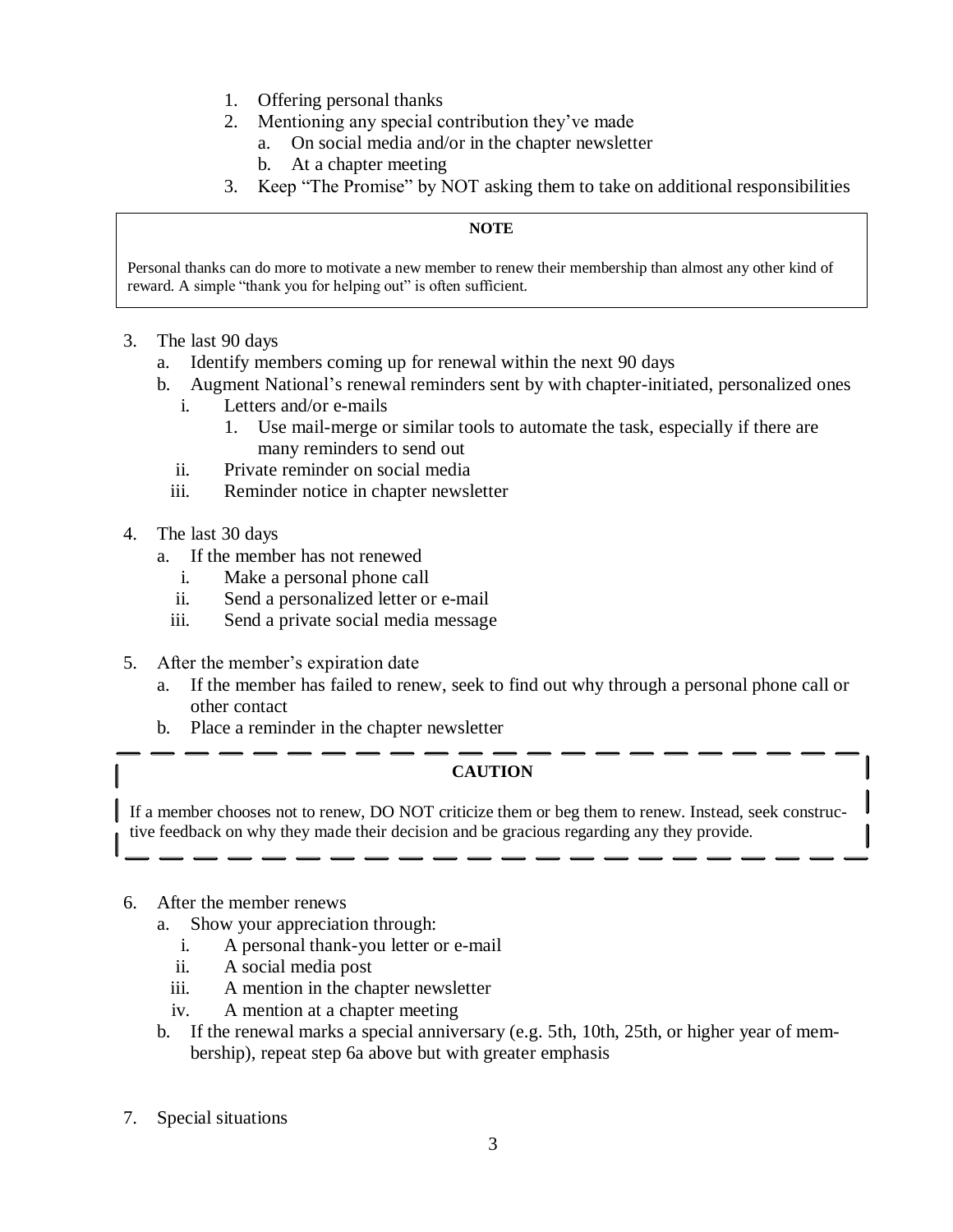1. Offering personal thanks
2. Mentioning any special contribution they've made
   a. On social media and/or in the chapter newsletter
   b. At a chapter meeting
3. Keep "The Promise" by NOT asking them to take on additional responsibilities

> **NOTE**
>
> Personal thanks can do more to motivate a new member to renew their membership than almost any other kind of reward. A simple "thank you for helping out" is often sufficient.

3. The last 90 days
   a. Identify members coming up for renewal within the next 90 days
   b. Augment National's renewal reminders sent by with chapter-initiated, personalized ones
      i. Letters and/or e-mails
         1. Use mail-merge or similar tools to automate the task, especially if there are many reminders to send out
      ii. Private reminder on social media
      iii. Reminder notice in chapter newsletter

4. The last 30 days
   a. If the member has not renewed
      i. Make a personal phone call
      ii. Send a personalized letter or e-mail
      iii. Send a private social media message

5. After the member's expiration date
   a. If the member has failed to renew, seek to find out why through a personal phone call or other contact
   b. Place a reminder in the chapter newsletter

> **CAUTION**
>
> If a member chooses not to renew, DO NOT criticize them or beg them to renew. Instead, seek constructive feedback on why they made their decision and be gracious regarding any they provide.

6. After the member renews
   a. Show your appreciation through:
      i. A personal thank-you letter or e-mail
      ii. A social media post
      iii. A mention in the chapter newsletter
      iv. A mention at a chapter meeting
   b. If the renewal marks a special anniversary (e.g. 5th, 10th, 25th, or higher year of membership), repeat step 6a above but with greater emphasis

7. Special situations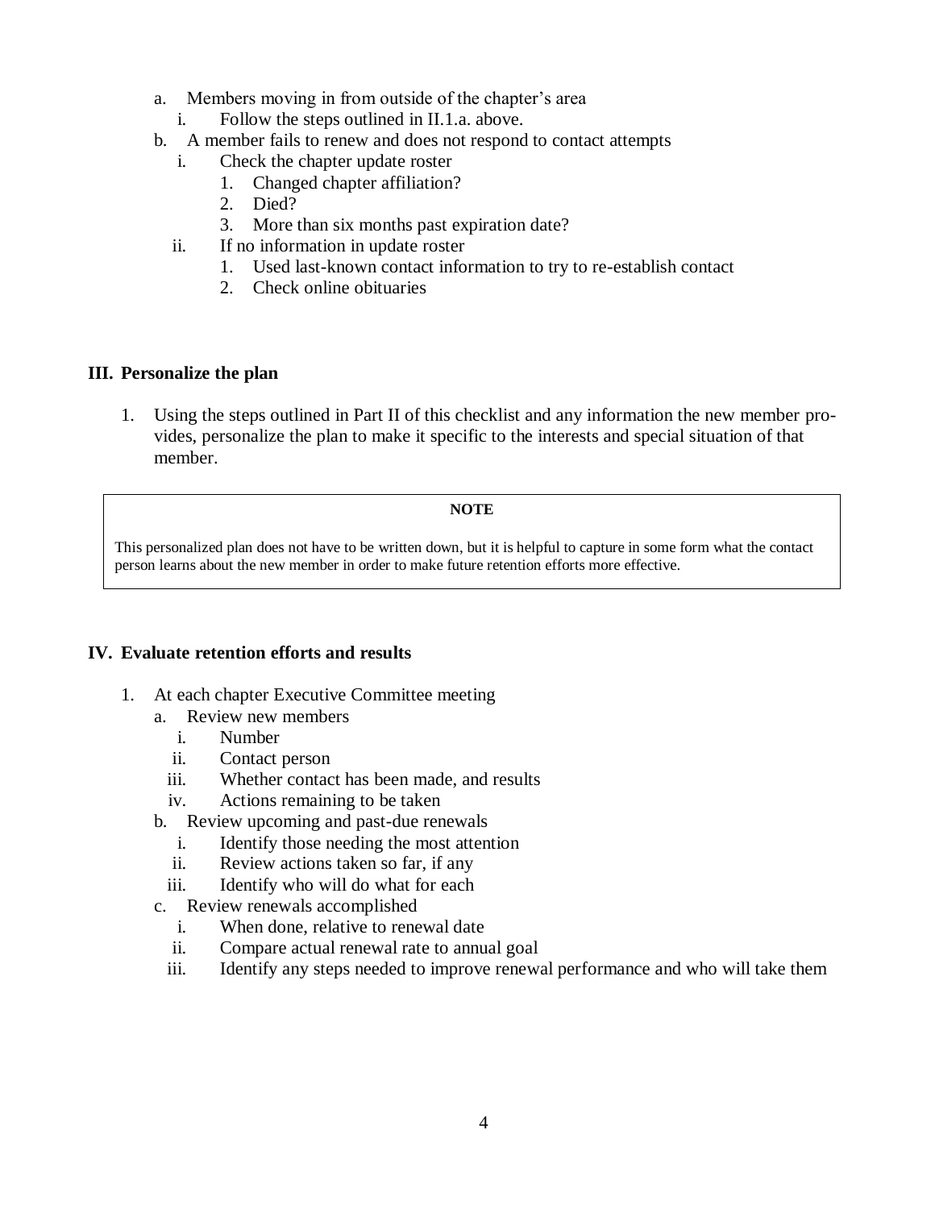a. Members moving in from outside of the chapter's area
    i. Follow the steps outlined in II.1.a. above.

b. A member fails to renew and does not respond to contact attempts
    i. Check the chapter update roster
        1. Changed chapter affiliation?
        2. Died?
        3. More than six months past expiration date?
    ii. If no information in update roster
        1. Used last-known contact information to try to re-establish contact
        2. Check online obituaries

## III. Personalize the plan

1. Using the steps outlined in Part II of this checklist and any information the new member provides, personalize the plan to make it specific to the interests and special situation of that member.

> **NOTE**
>
> This personalized plan does not have to be written down, but it is helpful to capture in some form what the contact person learns about the new member in order to make future retention efforts more effective.

## IV. Evaluate retention efforts and results

1. At each chapter Executive Committee meeting
    a. Review new members
        i. Number
        ii. Contact person
        iii. Whether contact has been made, and results
        iv. Actions remaining to be taken
    b. Review upcoming and past-due renewals
        i. Identify those needing the most attention
        ii. Review actions taken so far, if any
        iii. Identify who will do what for each
    c. Review renewals accomplished
        i. When done, relative to renewal date
        ii. Compare actual renewal rate to annual goal
        iii. Identify any steps needed to improve renewal performance and who will take them